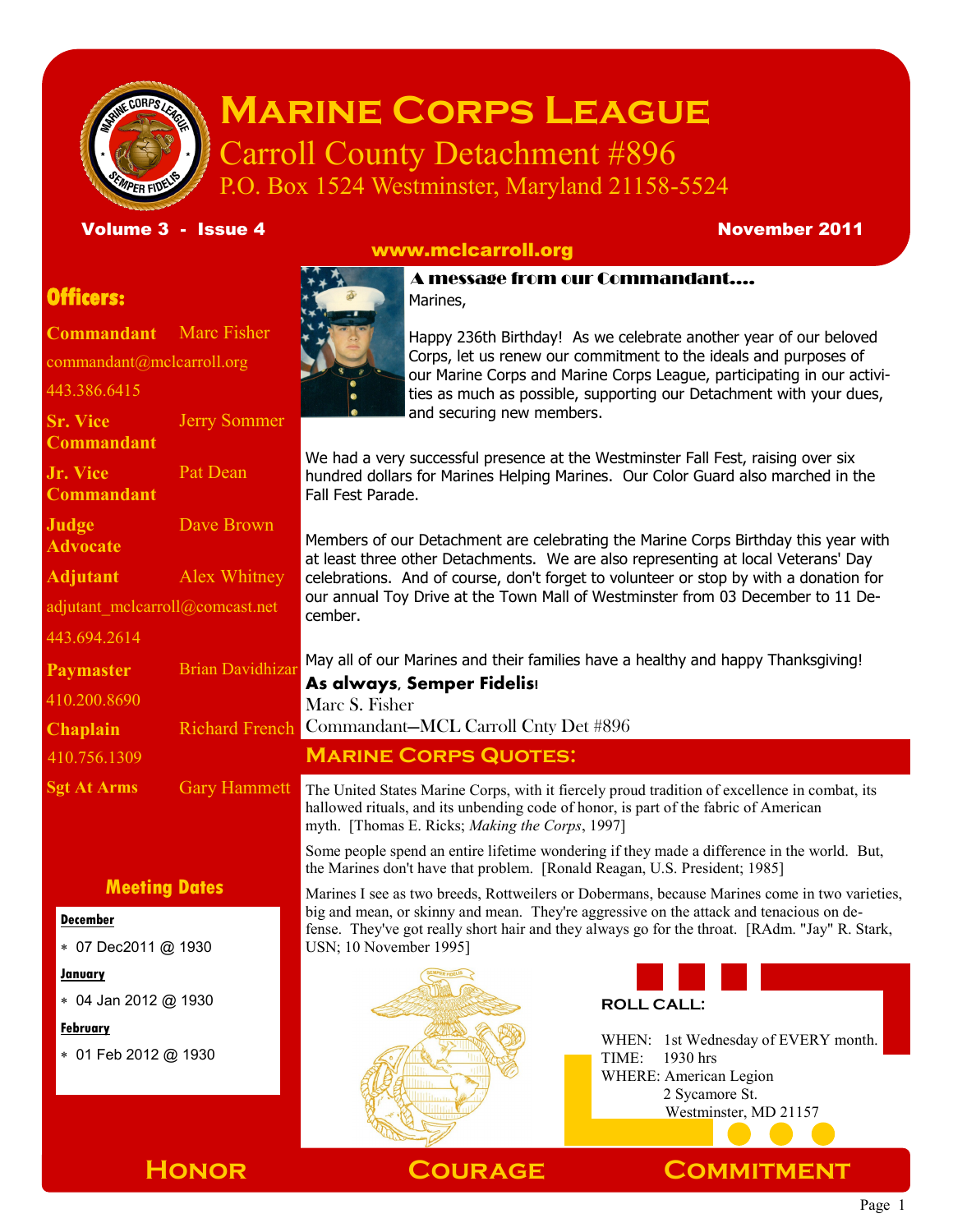# Marine Corps League

## Carroll County Detachment #896

P.O. Box 1524 Westminster, Maryland 21158-5524

**Volume 3 - Issue 4** **November 2011**

**www.mclcarroll.org**

## Officers:

**Commandant** Marc Fisher
commandant@mclcarroll.org
443.386.6415

**Sr. Vice Commandant** Jerry Sommer

**Jr. Vice Commandant** Pat Dean

**Judge Advocate** Dave Brown

**Adjutant** Alex Whitney
adjutant_mclcarroll@comcast.net
443.694.2614

**Paymaster** Brian Davidhizar
410.200.8690

**Chaplain** Richard French
410.756.1309

**Sgt At Arms** Gary Hammett

## Meeting Dates

**December**

- 07 Dec2011 @ 1930

**January**

- 04 Jan 2012 @ 1930

**February**

- 01 Feb 2012 @ 1930

## A message from our Commandant....

Marines,

Happy 236th Birthday! As we celebrate another year of our beloved Corps, let us renew our commitment to the ideals and purposes of our Marine Corps and Marine Corps League, participating in our activities as much as possible, supporting our Detachment with your dues, and securing new members.

We had a very successful presence at the Westminster Fall Fest, raising over six hundred dollars for Marines Helping Marines. Our Color Guard also marched in the Fall Fest Parade.

Members of our Detachment are celebrating the Marine Corps Birthday this year with at least three other Detachments. We are also representing at local Veterans' Day celebrations. And of course, don't forget to volunteer or stop by with a donation for our annual Toy Drive at the Town Mall of Westminster from 03 December to 11 December.

May all of our Marines and their families have a healthy and happy Thanksgiving!

**As always, Semper Fidelis!**

Marc S. Fisher
Commandant—MCL Carroll Cnty Det #896

## Marine Corps Quotes:

The United States Marine Corps, with it fiercely proud tradition of excellence in combat, its hallowed rituals, and its unbending code of honor, is part of the fabric of American myth. [Thomas E. Ricks; *Making the Corps*, 1997]

Some people spend an entire lifetime wondering if they made a difference in the world. But, the Marines don't have that problem. [Ronald Reagan, U.S. President; 1985]

Marines I see as two breeds, Rottweilers or Dobermans, because Marines come in two varieties, big and mean, or skinny and mean. They're aggressive on the attack and tenacious on defense. They've got really short hair and they always go for the throat. [RAdm. "Jay" R. Stark, USN; 10 November 1995]

## ROLL CALL:

WHEN: 1st Wednesday of EVERY month.
TIME: 1930 hrs
WHERE: American Legion
2 Sycamore St.
Westminster, MD 21157

**Honor** **Courage** **Commitment**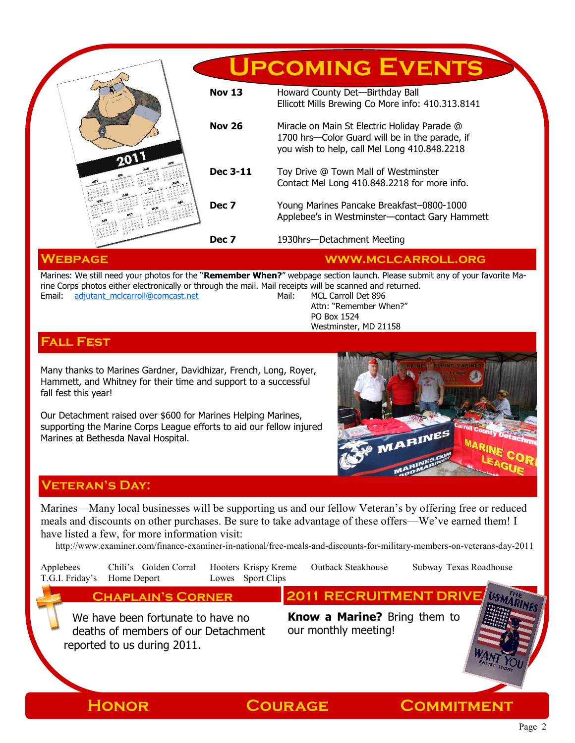# Upcoming Events

| | |
|---|---|
| **Nov 13** | Howard County Det—Birthday Ball<br>Ellicott Mills Brewing Co More info: 410.313.8141 |
| **Nov 26** | Miracle on Main St Electric Holiday Parade @ 1700 hrs—Color Guard will be in the parade, if you wish to help, call Mel Long 410.848.2218 |
| **Dec 3-11** | Toy Drive @ Town Mall of Westminster<br>Contact Mel Long 410.848.2218 for more info. |
| **Dec 7** | Young Marines Pancake Breakfast–0800-1000<br>Applebee's in Westminster—contact Gary Hammett |
| **Dec 7** | 1930hrs—Detachment Meeting |

## Webpage — www.mclcarroll.org

Marines: We still need your photos for the "**Remember When?**" webpage section launch. Please submit any of your favorite Marine Corps photos either electronically or through the mail. Mail receipts will be scanned and returned.

Email: adjutant_mclcarroll@comcast.net

Mail: MCL Carroll Det 896
Attn: "Remember When?"
PO Box 1524
Westminster, MD 21158

## Fall Fest

Many thanks to Marines Gardner, Davidhizar, French, Long, Royer, Hammett, and Whitney for their time and support to a successful fall fest this year!

Our Detachment raised over $600 for Marines Helping Marines, supporting the Marine Corps League efforts to aid our fellow injured Marines at Bethesda Naval Hospital.

## Veteran's Day:

Marines—Many local businesses will be supporting us and our fellow Veteran's by offering free or reduced meals and discounts on other purchases. Be sure to take advantage of these offers—We've earned them! I have listed a few, for more information visit:

http://www.examiner.com/finance-examiner-in-national/free-meals-and-discounts-for-military-members-on-veterans-day-2011

Applebees Chili's Golden Corral Hooters Krispy Kreme Outback Steakhouse Subway Texas Roadhouse T.G.I. Friday's Home Deport Lowes Sport Clips

## Chaplain's Corner

We have been fortunate to have no deaths of members of our Detachment reported to us during 2011.

## 2011 Recruitment Drive

**Know a Marine?** Bring them to our monthly meeting!

**Honor Courage Commitment**